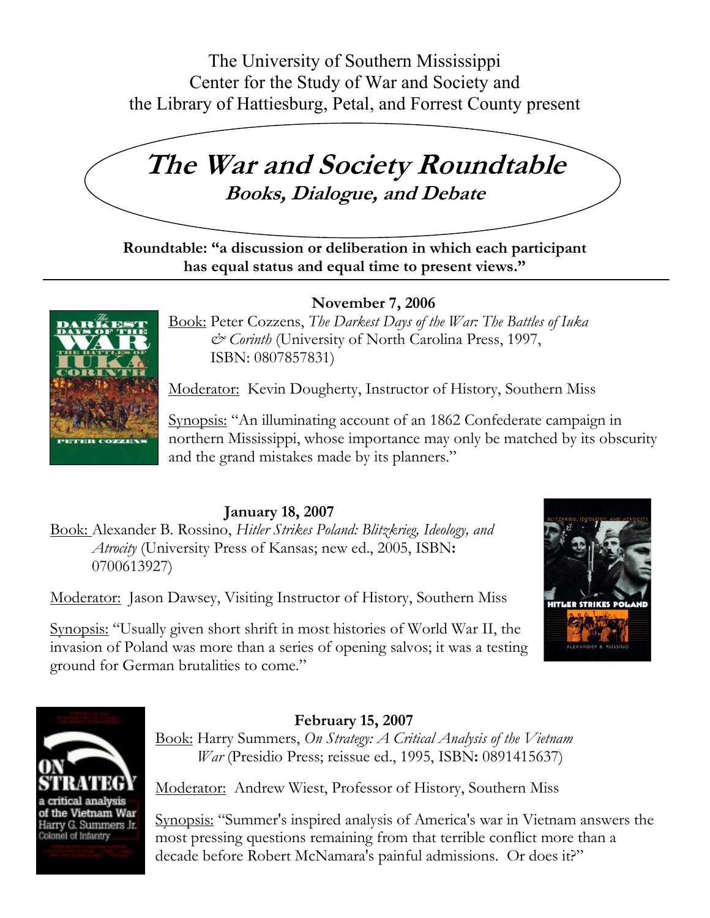The University of Southern Mississippi
Center for the Study of War and Society and
the Library of Hattiesburg, Petal, and Forrest County present

# *The War and Society Roundtable*

## *Books, Dialogue, and Debate*

**Roundtable: "a discussion or deliberation in which each participant has equal status and equal time to present views."**

---

### November 7, 2006

Book: Peter Cozzens, *The Darkest Days of the War: The Battles of Iuka & Corinth* (University of North Carolina Press, 1997, ISBN: 0807857831)

Moderator: Kevin Dougherty, Instructor of History, Southern Miss

Synopsis: "An illuminating account of an 1862 Confederate campaign in northern Mississippi, whose importance may only be matched by its obscurity and the grand mistakes made by its planners."

### January 18, 2007

Book: Alexander B. Rossino, *Hitler Strikes Poland: Blitzkrieg, Ideology, and Atrocity* (University Press of Kansas; new ed., 2005, ISBN: 0700613927)

Moderator: Jason Dawsey, Visiting Instructor of History, Southern Miss

Synopsis: "Usually given short shrift in most histories of World War II, the invasion of Poland was more than a series of opening salvos; it was a testing ground for German brutalities to come."

### February 15, 2007

Book: Harry Summers, *On Strategy: A Critical Analysis of the Vietnam War* (Presidio Press; reissue ed., 1995, ISBN: 0891415637)

Moderator: Andrew Wiest, Professor of History, Southern Miss

Synopsis: "Summer's inspired analysis of America's war in Vietnam answers the most pressing questions remaining from that terrible conflict more than a decade before Robert McNamara's painful admissions. Or does it?"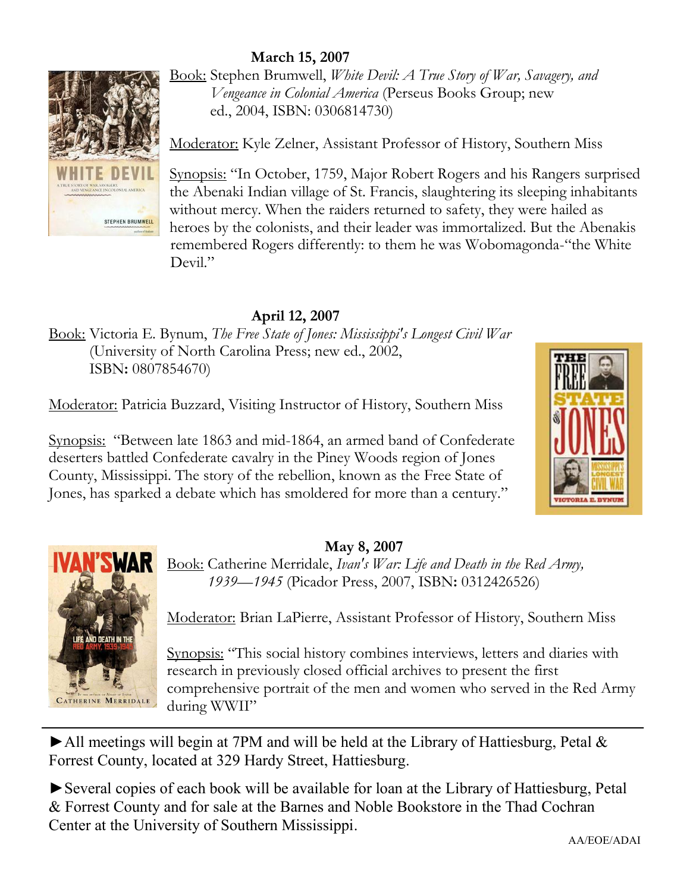**March 15, 2007**

Book: Stephen Brumwell, *White Devil: A True Story of War, Savagery, and Vengeance in Colonial America* (Perseus Books Group; new ed., 2004, ISBN: 0306814730)

Moderator: Kyle Zelner, Assistant Professor of History, Southern Miss

Synopsis: "In October, 1759, Major Robert Rogers and his Rangers surprised the Abenaki Indian village of St. Francis, slaughtering its sleeping inhabitants without mercy. When the raiders returned to safety, they were hailed as heroes by the colonists, and their leader was immortalized. But the Abenakis remembered Rogers differently: to them he was Wobomagonda-"the White Devil."

**April 12, 2007**

Book: Victoria E. Bynum, *The Free State of Jones: Mississippi's Longest Civil War* (University of North Carolina Press; new ed., 2002, ISBN: 0807854670)

Moderator: Patricia Buzzard, Visiting Instructor of History, Southern Miss

Synopsis: "Between late 1863 and mid-1864, an armed band of Confederate deserters battled Confederate cavalry in the Piney Woods region of Jones County, Mississippi. The story of the rebellion, known as the Free State of Jones, has sparked a debate which has smoldered for more than a century."

**May 8, 2007**

Book: Catherine Merridale, *Ivan's War: Life and Death in the Red Army, 1939—1945* (Picador Press, 2007, ISBN: 0312426526)

Moderator: Brian LaPierre, Assistant Professor of History, Southern Miss

Synopsis: "This social history combines interviews, letters and diaries with research in previously closed official archives to present the first comprehensive portrait of the men and women who served in the Red Army during WWII"

---

►All meetings will begin at 7PM and will be held at the Library of Hattiesburg, Petal & Forrest County, located at 329 Hardy Street, Hattiesburg.

►Several copies of each book will be available for loan at the Library of Hattiesburg, Petal & Forrest County and for sale at the Barnes and Noble Bookstore in the Thad Cochran Center at the University of Southern Mississippi.

AA/EOE/ADAI